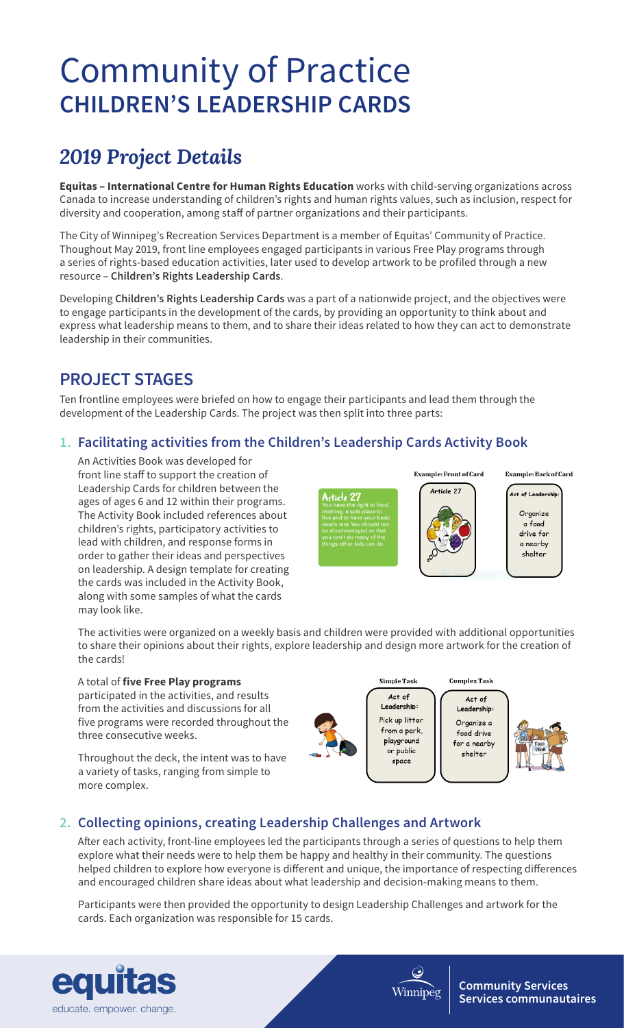# Community of Practice
# CHILDREN'S LEADERSHIP CARDS

## *2019 Project Details*

**Equitas – International Centre for Human Rights Education** works with child-serving organizations across Canada to increase understanding of children's rights and human rights values, such as inclusion, respect for diversity and cooperation, among staff of partner organizations and their participants.

The City of Winnipeg's Recreation Services Department is a member of Equitas' Community of Practice. Thoughout May 2019, front line employees engaged participants in various Free Play programs through a series of rights-based education activities, later used to develop artwork to be profiled through a new resource – **Children's Rights Leadership Cards**.

Developing **Children's Rights Leadership Cards** was a part of a nationwide project, and the objectives were to engage participants in the development of the cards, by providing an opportunity to think about and express what leadership means to them, and to share their ideas related to how they can act to demonstrate leadership in their communities.

## PROJECT STAGES

Ten frontline employees were briefed on how to engage their participants and lead them through the development of the Leadership Cards. The project was then split into three parts:

### 1. Facilitating activities from the Children's Leadership Cards Activity Book

An Activities Book was developed for front line staff to support the creation of Leadership Cards for children between the ages of ages 6 and 12 within their programs. The Activity Book included references about children's rights, participatory activities to lead with children, and response forms in order to gather their ideas and perspectives on leadership. A design template for creating the cards was included in the Activity Book, along with some samples of what the cards may look like.

**Article 27**
You have the right to food, clothing, a safe place to live and to have your basic needs met. You should not be disadvantaged so that you can't do many of the things other kids can do.

Example: Front of Card — Article 27

Example: Back of Card — Act of Leadership: Organize a food drive for a nearby shelter

The activities were organized on a weekly basis and children were provided with additional opportunities to share their opinions about their rights, explore leadership and design more artwork for the creation of the cards!

A total of **five Free Play programs** participated in the activities, and results from the activities and discussions for all five programs were recorded throughout the three consecutive weeks.

Throughout the deck, the intent was to have a variety of tasks, ranging from simple to more complex.

Simple Task — Act of Leadership: Pick up litter from a park, playground or public space

Complex Task — Act of Leadership: Organize a food drive for a nearby shelter

### 2. Collecting opinions, creating Leadership Challenges and Artwork

After each activity, front-line employees led the participants through a series of questions to help them explore what their needs were to help them be happy and healthy in their community. The questions helped children to explore how everyone is different and unique, the importance of respecting differences and encouraged children share ideas about what leadership and decision-making means to them.

Participants were then provided the opportunity to design Leadership Challenges and artwork for the cards. Each organization was responsible for 15 cards.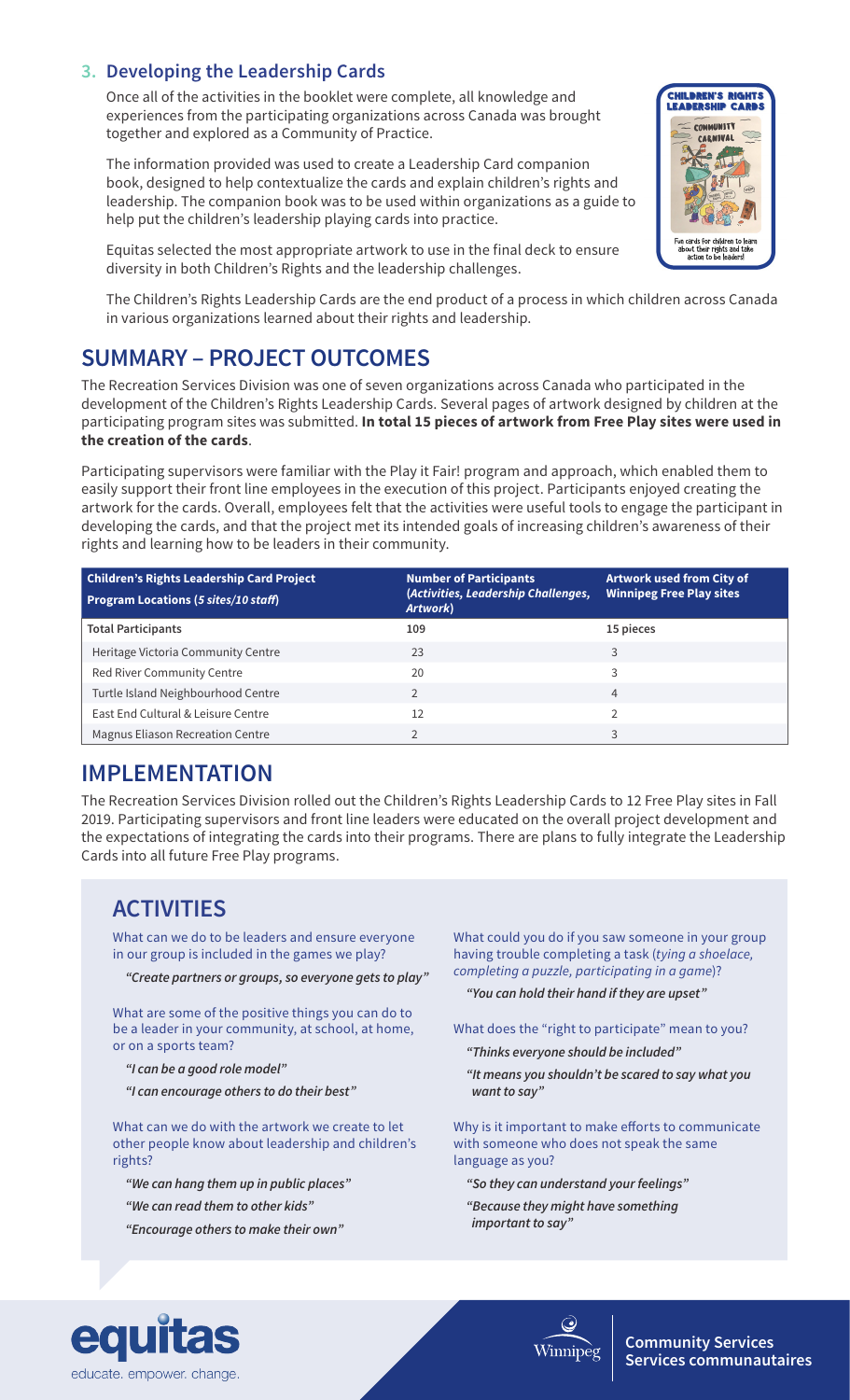### 3. Developing the Leadership Cards

Once all of the activities in the booklet were complete, all knowledge and experiences from the participating organizations across Canada was brought together and explored as a Community of Practice.

The information provided was used to create a Leadership Card companion book, designed to help contextualize the cards and explain children's rights and leadership. The companion book was to be used within organizations as a guide to help put the children's leadership playing cards into practice.

Equitas selected the most appropriate artwork to use in the final deck to ensure diversity in both Children's Rights and the leadership challenges.

The Children's Rights Leadership Cards are the end product of a process in which children across Canada in various organizations learned about their rights and leadership.

## SUMMARY – PROJECT OUTCOMES

The Recreation Services Division was one of seven organizations across Canada who participated in the development of the Children's Rights Leadership Cards. Several pages of artwork designed by children at the participating program sites was submitted. **In total 15 pieces of artwork from Free Play sites were used in the creation of the cards**.

Participating supervisors were familiar with the Play it Fair! program and approach, which enabled them to easily support their front line employees in the execution of this project. Participants enjoyed creating the artwork for the cards. Overall, employees felt that the activities were useful tools to engage the participant in developing the cards, and that the project met its intended goals of increasing children's awareness of their rights and learning how to be leaders in their community.

| Children's Rights Leadership Card Project Program Locations (*5 sites/10 staff*) | Number of Participants (*Activities, Leadership Challenges, Artwork*) | Artwork used from City of Winnipeg Free Play sites |
|---|---|---|
| **Total Participants** | **109** | **15 pieces** |
| Heritage Victoria Community Centre | 23 | 3 |
| Red River Community Centre | 20 | 3 |
| Turtle Island Neighbourhood Centre | 2 | 4 |
| East End Cultural & Leisure Centre | 12 | 2 |
| Magnus Eliason Recreation Centre | 2 | 3 |

## IMPLEMENTATION

The Recreation Services Division rolled out the Children's Rights Leadership Cards to 12 Free Play sites in Fall 2019. Participating supervisors and front line leaders were educated on the overall project development and the expectations of integrating the cards into their programs. There are plans to fully integrate the Leadership Cards into all future Free Play programs.

## ACTIVITIES

What can we do to be leaders and ensure everyone in our group is included in the games we play?

*"Create partners or groups, so everyone gets to play"*

What are some of the positive things you can do to be a leader in your community, at school, at home, or on a sports team?

*"I can be a good role model"*

*"I can encourage others to do their best"*

What can we do with the artwork we create to let other people know about leadership and children's rights?

*"We can hang them up in public places"*

*"We can read them to other kids"*

*"Encourage others to make their own"*

What could you do if you saw someone in your group having trouble completing a task (*tying a shoelace, completing a puzzle, participating in a game*)?

*"You can hold their hand if they are upset"*

What does the "right to participate" mean to you?

*"Thinks everyone should be included"*

*"It means you shouldn't be scared to say what you want to say"*

Why is it important to make efforts to communicate with someone who does not speak the same language as you?

*"So they can understand your feelings"*

*"Because they might have something important to say"*

equitas
educate. empower. change.

Winnipeg

**Community Services**
**Services communautaires**